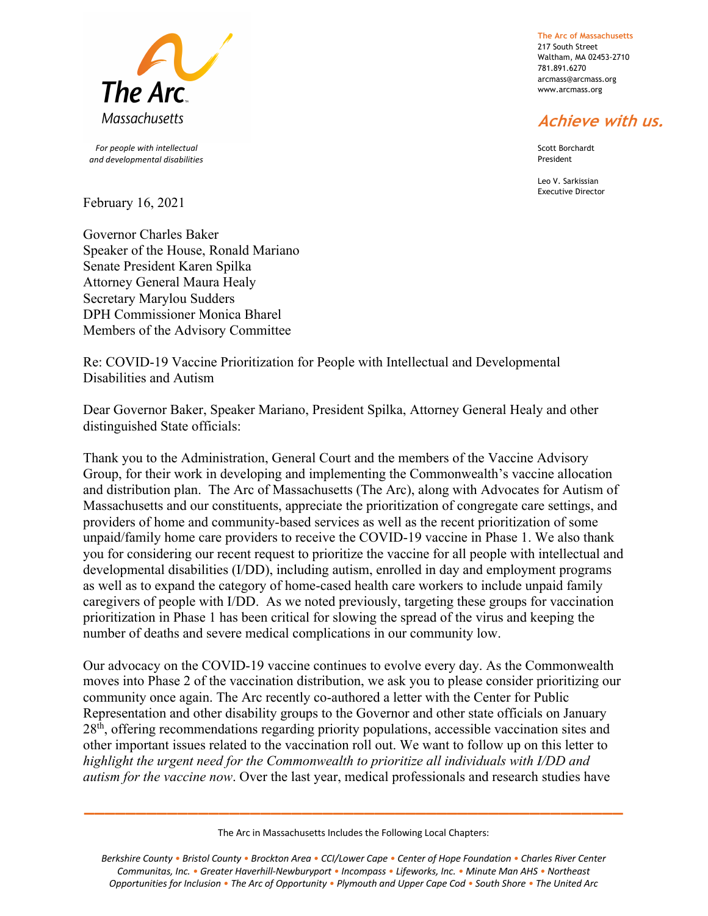The Arc Massachusetts

*For people with intellectual and developmental disabilities*

**The Arc of Massachusetts**
217 South Street
Waltham, MA 02453-2710
781.891.6270
arcmass@arcmass.org
www.arcmass.org

***Achieve with us.***

Scott Borchardt
President

Leo V. Sarkissian
Executive Director

February 16, 2021

Governor Charles Baker
Speaker of the House, Ronald Mariano
Senate President Karen Spilka
Attorney General Maura Healy
Secretary Marylou Sudders
DPH Commissioner Monica Bharel
Members of the Advisory Committee

Re: COVID-19 Vaccine Prioritization for People with Intellectual and Developmental Disabilities and Autism

Dear Governor Baker, Speaker Mariano, President Spilka, Attorney General Healy and other distinguished State officials:

Thank you to the Administration, General Court and the members of the Vaccine Advisory Group, for their work in developing and implementing the Commonwealth's vaccine allocation and distribution plan. The Arc of Massachusetts (The Arc), along with Advocates for Autism of Massachusetts and our constituents, appreciate the prioritization of congregate care settings, and providers of home and community-based services as well as the recent prioritization of some unpaid/family home care providers to receive the COVID-19 vaccine in Phase 1. We also thank you for considering our recent request to prioritize the vaccine for all people with intellectual and developmental disabilities (I/DD), including autism, enrolled in day and employment programs as well as to expand the category of home-cased health care workers to include unpaid family caregivers of people with I/DD. As we noted previously, targeting these groups for vaccination prioritization in Phase 1 has been critical for slowing the spread of the virus and keeping the number of deaths and severe medical complications in our community low.

Our advocacy on the COVID-19 vaccine continues to evolve every day. As the Commonwealth moves into Phase 2 of the vaccination distribution, we ask you to please consider prioritizing our community once again. The Arc recently co-authored a letter with the Center for Public Representation and other disability groups to the Governor and other state officials on January 28th, offering recommendations regarding priority populations, accessible vaccination sites and other important issues related to the vaccination roll out. We want to follow up on this letter to *highlight the urgent need for the Commonwealth to prioritize all individuals with I/DD and autism for the vaccine now*. Over the last year, medical professionals and research studies have

The Arc in Massachusetts Includes the Following Local Chapters:

*Berkshire County • Bristol County • Brockton Area • CCI/Lower Cape • Center of Hope Foundation • Charles River Center Communitas, Inc. • Greater Haverhill-Newburyport • Incompass • Lifeworks, Inc. • Minute Man AHS • Northeast Opportunities for Inclusion • The Arc of Opportunity • Plymouth and Upper Cape Cod • South Shore • The United Arc*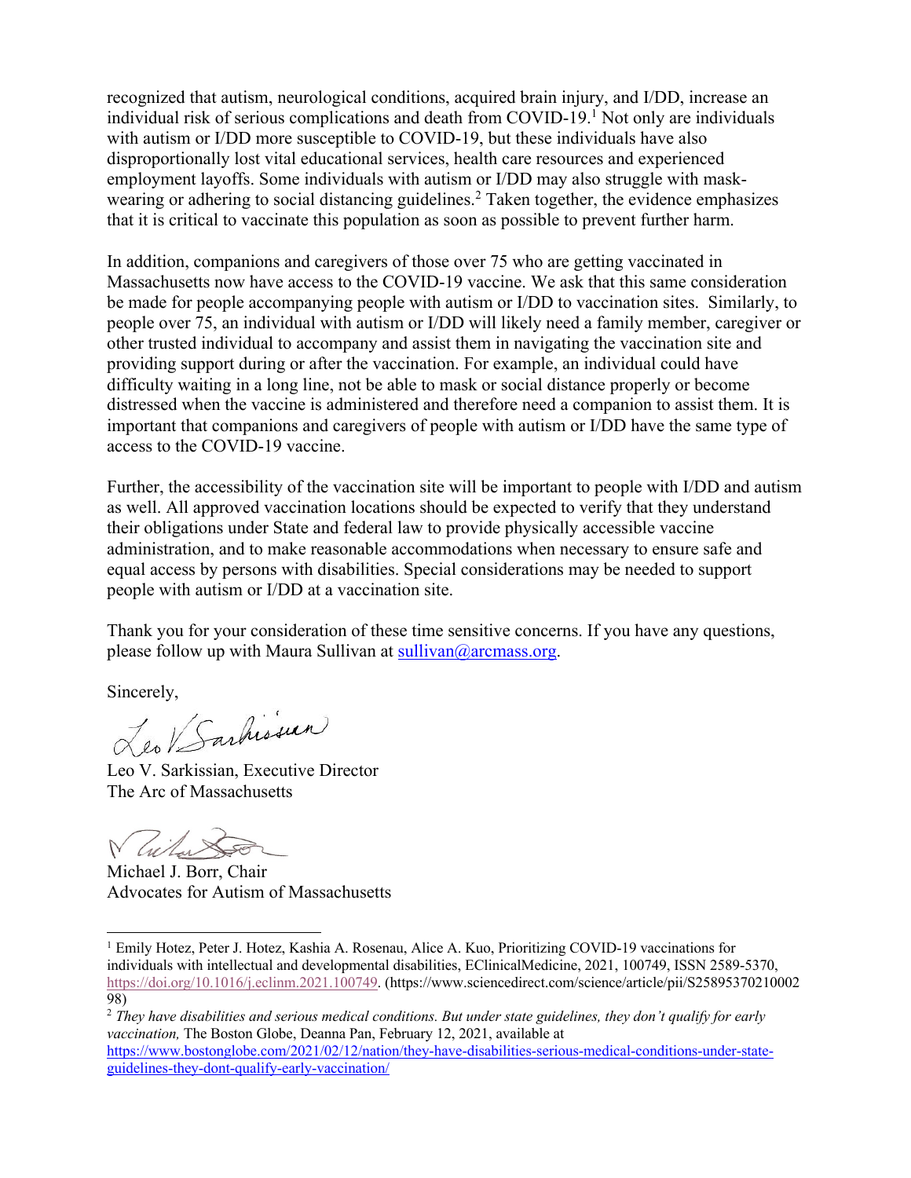recognized that autism, neurological conditions, acquired brain injury, and I/DD, increase an individual risk of serious complications and death from COVID-19.[1] Not only are individuals with autism or I/DD more susceptible to COVID-19, but these individuals have also disproportionally lost vital educational services, health care resources and experienced employment layoffs. Some individuals with autism or I/DD may also struggle with mask-wearing or adhering to social distancing guidelines.[2] Taken together, the evidence emphasizes that it is critical to vaccinate this population as soon as possible to prevent further harm.

In addition, companions and caregivers of those over 75 who are getting vaccinated in Massachusetts now have access to the COVID-19 vaccine. We ask that this same consideration be made for people accompanying people with autism or I/DD to vaccination sites. Similarly, to people over 75, an individual with autism or I/DD will likely need a family member, caregiver or other trusted individual to accompany and assist them in navigating the vaccination site and providing support during or after the vaccination. For example, an individual could have difficulty waiting in a long line, not be able to mask or social distance properly or become distressed when the vaccine is administered and therefore need a companion to assist them. It is important that companions and caregivers of people with autism or I/DD have the same type of access to the COVID-19 vaccine.

Further, the accessibility of the vaccination site will be important to people with I/DD and autism as well. All approved vaccination locations should be expected to verify that they understand their obligations under State and federal law to provide physically accessible vaccine administration, and to make reasonable accommodations when necessary to ensure safe and equal access by persons with disabilities. Special considerations may be needed to support people with autism or I/DD at a vaccination site.

Thank you for your consideration of these time sensitive concerns. If you have any questions, please follow up with Maura Sullivan at sullivan@arcmass.org.

Sincerely,

Leo V. Sarkissian, Executive Director
The Arc of Massachusetts

Michael J. Borr, Chair
Advocates for Autism of Massachusetts

---

[1] Emily Hotez, Peter J. Hotez, Kashia A. Rosenau, Alice A. Kuo, Prioritizing COVID-19 vaccinations for individuals with intellectual and developmental disabilities, EClinicalMedicine, 2021, 100749, ISSN 2589-5370, https://doi.org/10.1016/j.eclinm.2021.100749. (https://www.sciencedirect.com/science/article/pii/S2589537021000298)

[2] *They have disabilities and serious medical conditions. But under state guidelines, they don't qualify for early vaccination,* The Boston Globe, Deanna Pan, February 12, 2021, available at https://www.bostonglobe.com/2021/02/12/nation/they-have-disabilities-serious-medical-conditions-under-state-guidelines-they-dont-qualify-early-vaccination/